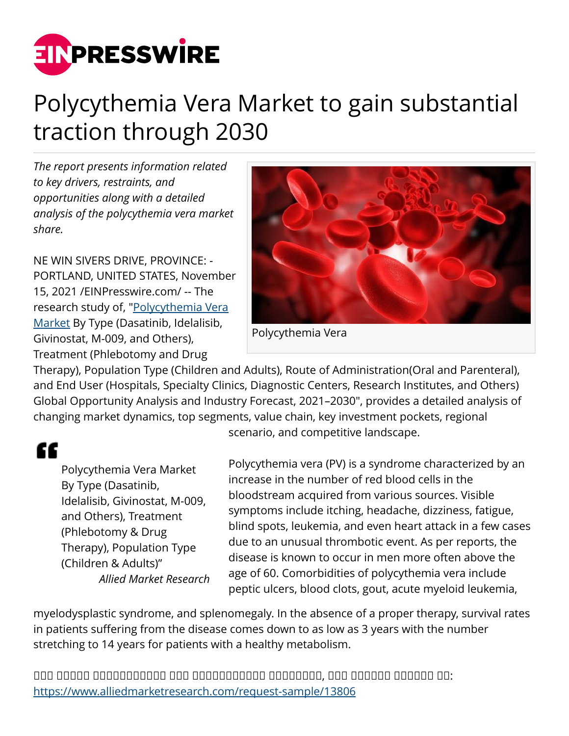# Polycythemia Vera Market to gain substantial traction through 2030

*The report presents information related to key drivers, restraints, and opportunities along with a detailed analysis of the polycythemia vera market share.*

Polycythemia Vera

NE WIN SIVERS DRIVE, PROVINCE: - PORTLAND, UNITED STATES, November 15, 2021 /EINPresswire.com/ -- The research study of, "[Polycythemia Vera Market](https://www.alliedmarketresearch.com/) By Type (Dasatinib, Idelalisib, Givinostat, M-009, and Others), Treatment (Phlebotomy and Drug Therapy), Population Type (Children and Adults), Route of Administration(Oral and Parenteral), and End User (Hospitals, Specialty Clinics, Diagnostic Centers, Research Institutes, and Others) Global Opportunity Analysis and Industry Forecast, 2021–2030", provides a detailed analysis of changing market dynamics, top segments, value chain, key investment pockets, regional scenario, and competitive landscape.

> Polycythemia Vera Market By Type (Dasatinib, Idelalisib, Givinostat, M-009, and Others), Treatment (Phlebotomy & Drug Therapy), Population Type (Children & Adults)"
>
> *Allied Market Research*

Polycythemia vera (PV) is a syndrome characterized by an increase in the number of red blood cells in the bloodstream acquired from various sources. Visible symptoms include itching, headache, dizziness, fatigue, blind spots, leukemia, and even heart attack in a few cases due to an unusual thrombotic event. As per reports, the disease is known to occur in men more often above the age of 60. Comorbidities of polycythemia vera include peptic ulcers, blood clots, gout, acute myeloid leukemia, myelodysplastic syndrome, and splenomegaly. In the absence of a proper therapy, survival rates in patients suffering from the disease comes down to as low as 3 years with the number stretching to 14 years for patients with a healthy metabolism.

[Request sample link]: https://www.alliedmarketresearch.com/request-sample/13806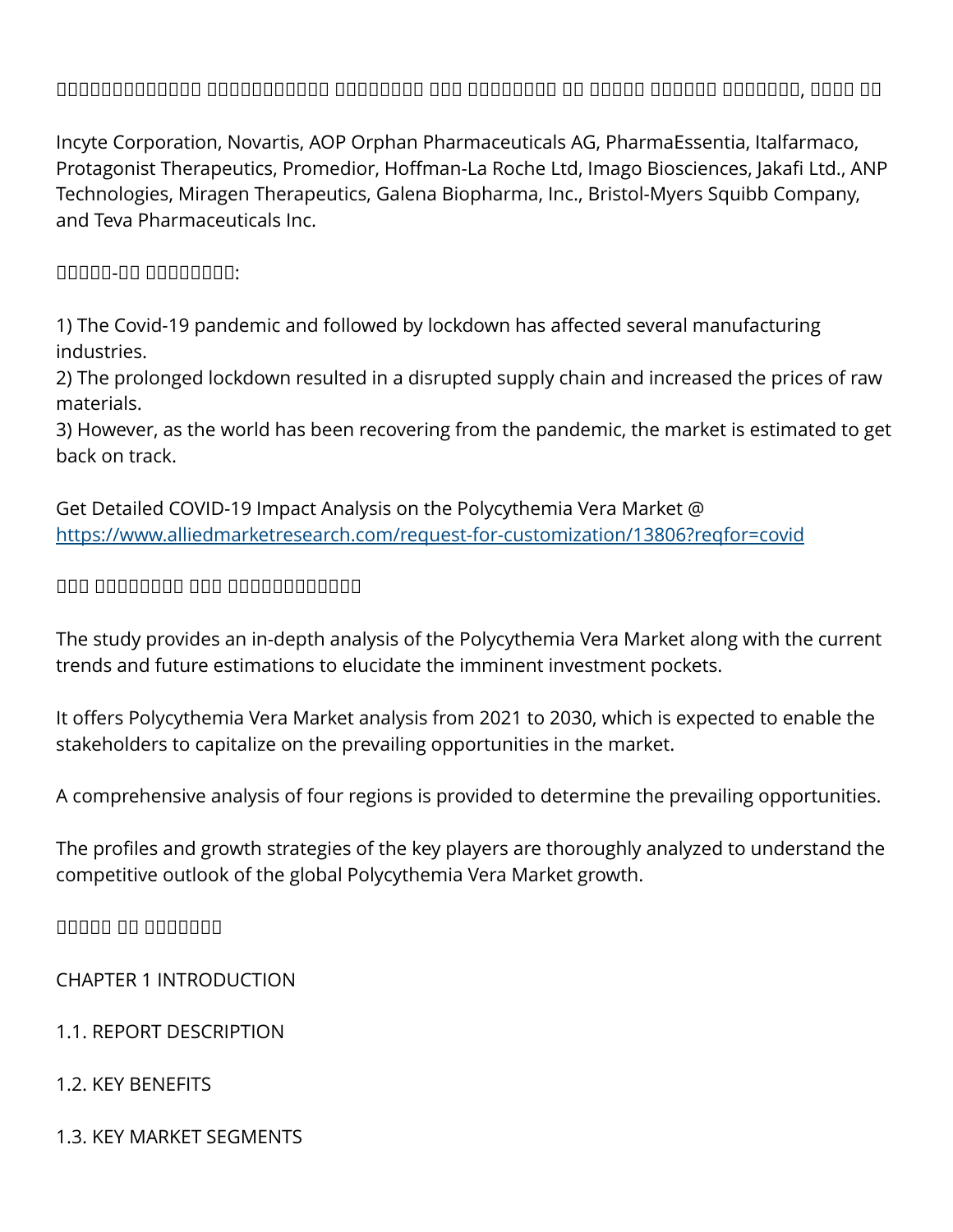□□□□□□□□□□□□□□ □□□□□□□□□□□□ □□□□□□□□□ □□□ □□□□□□□□□ □□ □□□□□□ □□□□□□□ □□□□□□□□, □□□□ □□

Incyte Corporation, Novartis, AOP Orphan Pharmaceuticals AG, PharmaEssentia, Italfarmaco, Protagonist Therapeutics, Promedior, Hoffman-La Roche Ltd, Imago Biosciences, Jakafi Ltd., ANP Technologies, Miragen Therapeutics, Galena Biopharma, Inc., Bristol-Myers Squibb Company, and Teva Pharmaceuticals Inc.

□□□□□-□□ □□□□□□□□□:

1) The Covid-19 pandemic and followed by lockdown has affected several manufacturing industries.
2) The prolonged lockdown resulted in a disrupted supply chain and increased the prices of raw materials.
3) However, as the world has been recovering from the pandemic, the market is estimated to get back on track.

Get Detailed COVID-19 Impact Analysis on the Polycythemia Vera Market @ [https://www.alliedmarketresearch.com/request-for-customization/13806?reqfor=covid](https://www.alliedmarketresearch.com/request-for-customization/13806?reqfor=covid)

□□□ □□□□□□□□□ □□□ □□□□□□□□□□□□□

The study provides an in-depth analysis of the Polycythemia Vera Market along with the current trends and future estimations to elucidate the imminent investment pockets.

It offers Polycythemia Vera Market analysis from 2021 to 2030, which is expected to enable the stakeholders to capitalize on the prevailing opportunities in the market.

A comprehensive analysis of four regions is provided to determine the prevailing opportunities.

The profiles and growth strategies of the key players are thoroughly analyzed to understand the competitive outlook of the global Polycythemia Vera Market growth.

□□□□□ □□ □□□□□□□□

CHAPTER 1 INTRODUCTION

1.1. REPORT DESCRIPTION

1.2. KEY BENEFITS

1.3. KEY MARKET SEGMENTS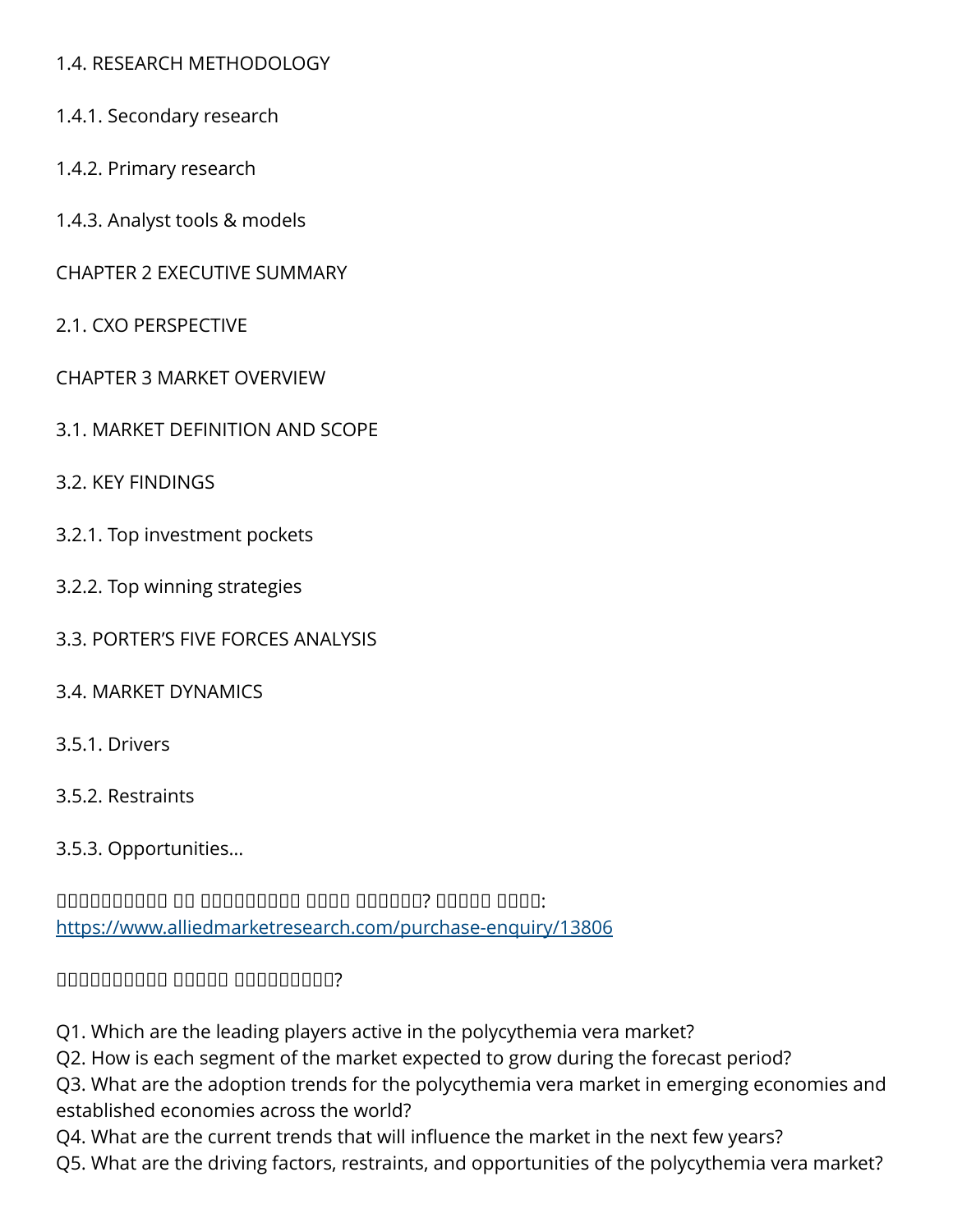1.4. RESEARCH METHODOLOGY

1.4.1. Secondary research

1.4.2. Primary research

1.4.3. Analyst tools & models

CHAPTER 2 EXECUTIVE SUMMARY

2.1. CXO PERSPECTIVE

CHAPTER 3 MARKET OVERVIEW

3.1. MARKET DEFINITION AND SCOPE

3.2. KEY FINDINGS

3.2.1. Top investment pockets

3.2.2. Top winning strategies

3.3. PORTER'S FIVE FORCES ANALYSIS

3.4. MARKET DYNAMICS

3.5.1. Drivers

3.5.2. Restraints

3.5.3. Opportunities...

□□□□□□□□□□□ □□ □□□□□□□□□□ □□□□ □□□□□□□? □□□□□ □□□□: https://www.alliedmarketresearch.com/purchase-enquiry/13806

□□□□□□□□□□ □□□□□ □□□□□□□□□□?

Q1. Which are the leading players active in the polycythemia vera market?
Q2. How is each segment of the market expected to grow during the forecast period?
Q3. What are the adoption trends for the polycythemia vera market in emerging economies and established economies across the world?
Q4. What are the current trends that will influence the market in the next few years?
Q5. What are the driving factors, restraints, and opportunities of the polycythemia vera market?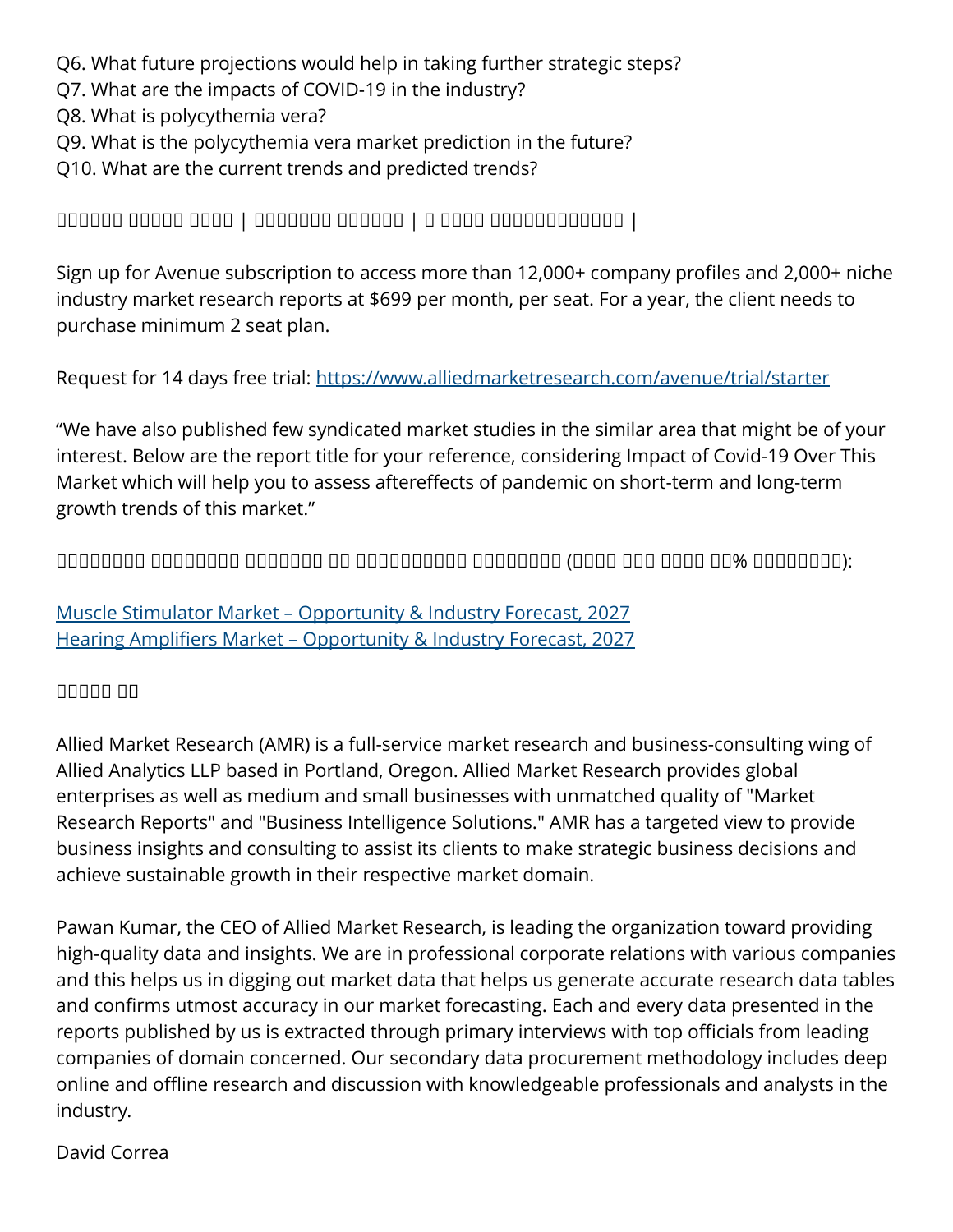Q6. What future projections would help in taking further strategic steps?
Q7. What are the impacts of COVID-19 in the industry?
Q8. What is polycythemia vera?
Q9. What is the polycythemia vera market prediction in the future?
Q10. What are the current trends and predicted trends?

□□□□□□ □□□□□ □□□□ | □□□□□□□□ □□□□□□□ | □ □□□□ □□□□□□□□□□□□□□ |

Sign up for Avenue subscription to access more than 12,000+ company profiles and 2,000+ niche industry market research reports at $699 per month, per seat. For a year, the client needs to purchase minimum 2 seat plan.

Request for 14 days free trial: [https://www.alliedmarketresearch.com/avenue/trial/starter](https://www.alliedmarketresearch.com/avenue/trial/starter)

“We have also published few syndicated market studies in the similar area that might be of your interest. Below are the report title for your reference, considering Impact of Covid-19 Over This Market which will help you to assess aftereffects of pandemic on short-term and long-term growth trends of this market.”

□□□□□□□□□ □□□□□□□□□ □□□□□□□□ □□ □□□□□□□□□□□ □□□□□□□□□ (□□□□ □□□ □□□□□ □□% □□□□□□□□□):

[Muscle Stimulator Market – Opportunity & Industry Forecast, 2027]()
[Hearing Amplifiers Market – Opportunity & Industry Forecast, 2027]()

□□□□□ □□

Allied Market Research (AMR) is a full-service market research and business-consulting wing of Allied Analytics LLP based in Portland, Oregon. Allied Market Research provides global enterprises as well as medium and small businesses with unmatched quality of "Market Research Reports" and "Business Intelligence Solutions." AMR has a targeted view to provide business insights and consulting to assist its clients to make strategic business decisions and achieve sustainable growth in their respective market domain.

Pawan Kumar, the CEO of Allied Market Research, is leading the organization toward providing high-quality data and insights. We are in professional corporate relations with various companies and this helps us in digging out market data that helps us generate accurate research data tables and confirms utmost accuracy in our market forecasting. Each and every data presented in the reports published by us is extracted through primary interviews with top officials from leading companies of domain concerned. Our secondary data procurement methodology includes deep online and offline research and discussion with knowledgeable professionals and analysts in the industry.

David Correa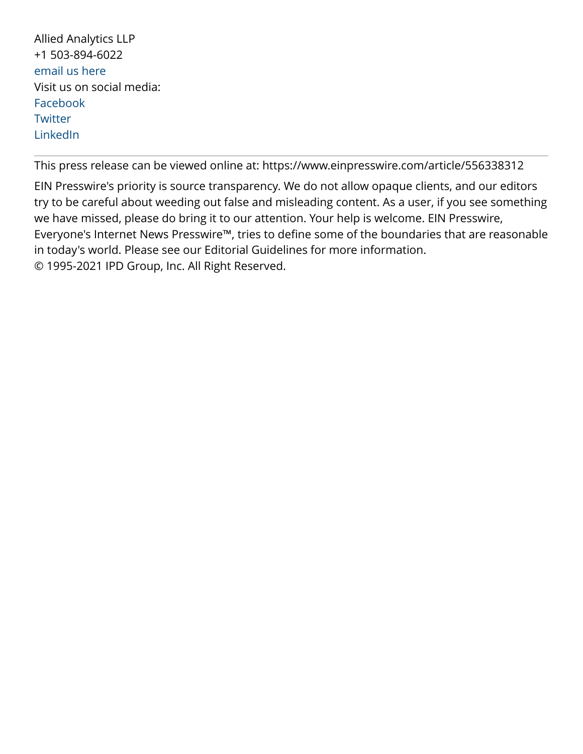Allied Analytics LLP
+1 503-894-6022
email us here
Visit us on social media:
Facebook
Twitter
LinkedIn

---

This press release can be viewed online at: https://www.einpresswire.com/article/556338312

EIN Presswire's priority is source transparency. We do not allow opaque clients, and our editors try to be careful about weeding out false and misleading content. As a user, if you see something we have missed, please do bring it to our attention. Your help is welcome. EIN Presswire, Everyone's Internet News Presswire™, tries to define some of the boundaries that are reasonable in today's world. Please see our Editorial Guidelines for more information.
© 1995-2021 IPD Group, Inc. All Right Reserved.